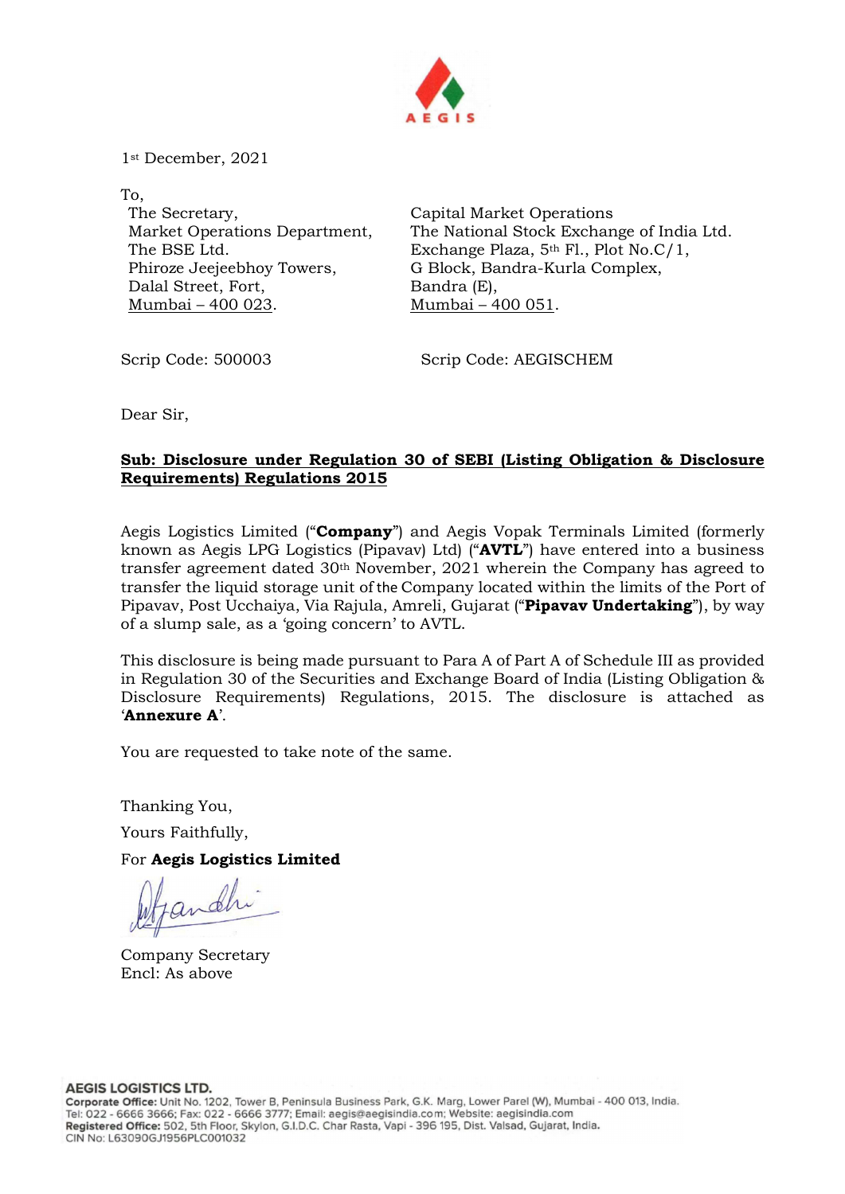AEGIS

1st December, 2021

To,

The Secretary,
Market Operations Department,
The BSE Ltd.
Phiroze Jeejeebhoy Towers,
Dalal Street, Fort,
Mumbai – 400 023.

Capital Market Operations
The National Stock Exchange of India Ltd.
Exchange Plaza, 5th Fl., Plot No.C/1,
G Block, Bandra-Kurla Complex,
Bandra (E),
Mumbai – 400 051.

Scrip Code: 500003

Scrip Code: AEGISCHEM

Dear Sir,

**Sub: Disclosure under Regulation 30 of SEBI (Listing Obligation & Disclosure Requirements) Regulations 2015**

Aegis Logistics Limited ("**Company**") and Aegis Vopak Terminals Limited (formerly known as Aegis LPG Logistics (Pipavav) Ltd) ("**AVTL**") have entered into a business transfer agreement dated 30th November, 2021 wherein the Company has agreed to transfer the liquid storage unit of the Company located within the limits of the Port of Pipavav, Post Ucchaiya, Via Rajula, Amreli, Gujarat ("**Pipavav Undertaking**"), by way of a slump sale, as a 'going concern' to AVTL.

This disclosure is being made pursuant to Para A of Part A of Schedule III as provided in Regulation 30 of the Securities and Exchange Board of India (Listing Obligation & Disclosure Requirements) Regulations, 2015. The disclosure is attached as '**Annexure A**'.

You are requested to take note of the same.

Thanking You,

Yours Faithfully,

For **Aegis Logistics Limited**

Company Secretary
Encl: As above

**AEGIS LOGISTICS LTD.**
**Corporate Office:** Unit No. 1202, Tower B, Peninsula Business Park, G.K. Marg, Lower Parel (W), Mumbai - 400 013, India.
Tel: 022 - 6666 3666; Fax: 022 - 6666 3777; Email: aegis@aegisindia.com; Website: aegisindia.com
**Registered Office:** 502, 5th Floor, Skylon, G.I.D.C. Char Rasta, Vapi - 396 195, Dist. Valsad, Gujarat, India.
CIN No: L63090GJ1956PLC001032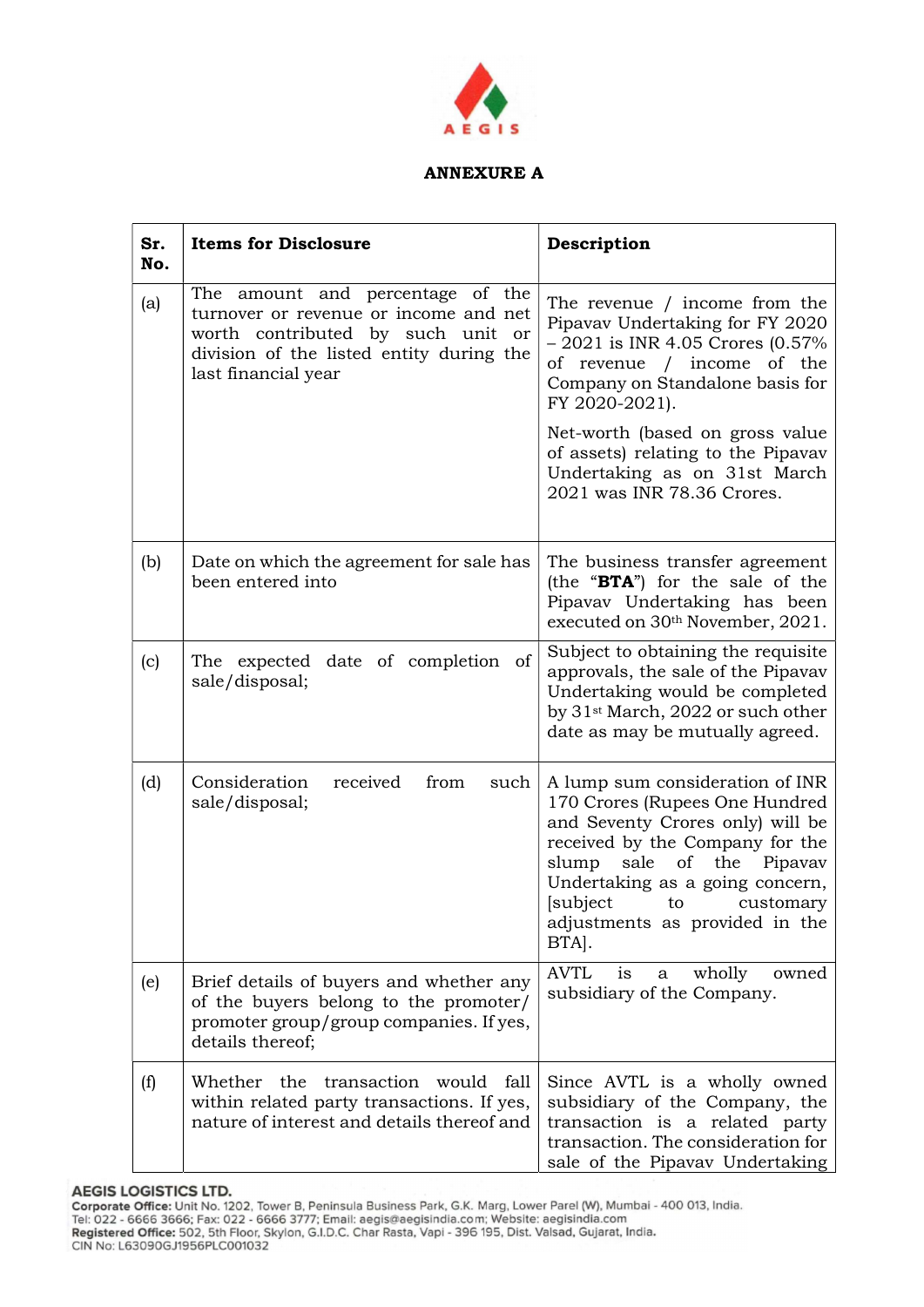# ANNEXURE A

| Sr. No. | Items for Disclosure | Description |
|---|---|---|
| (a) | The amount and percentage of the turnover or revenue or income and net worth contributed by such unit or division of the listed entity during the last financial year | The revenue / income from the Pipavav Undertaking for FY 2020 – 2021 is INR 4.05 Crores (0.57% of revenue / income of the Company on Standalone basis for FY 2020-2021).<br><br>Net-worth (based on gross value of assets) relating to the Pipavav Undertaking as on 31st March 2021 was INR 78.36 Crores. |
| (b) | Date on which the agreement for sale has been entered into | The business transfer agreement (the "**BTA**") for the sale of the Pipavav Undertaking has been executed on 30th November, 2021. |
| (c) | The expected date of completion of sale/disposal; | Subject to obtaining the requisite approvals, the sale of the Pipavav Undertaking would be completed by 31st March, 2022 or such other date as may be mutually agreed. |
| (d) | Consideration received from such sale/disposal; | A lump sum consideration of INR 170 Crores (Rupees One Hundred and Seventy Crores only) will be received by the Company for the slump sale of the Pipavav Undertaking as a going concern, [subject to customary adjustments as provided in the BTA]. |
| (e) | Brief details of buyers and whether any of the buyers belong to the promoter/ promoter group/group companies. If yes, details thereof; | AVTL is a wholly owned subsidiary of the Company. |
| (f) | Whether the transaction would fall within related party transactions. If yes, nature of interest and details thereof and | Since AVTL is a wholly owned subsidiary of the Company, the transaction is a related party transaction. The consideration for sale of the Pipavav Undertaking |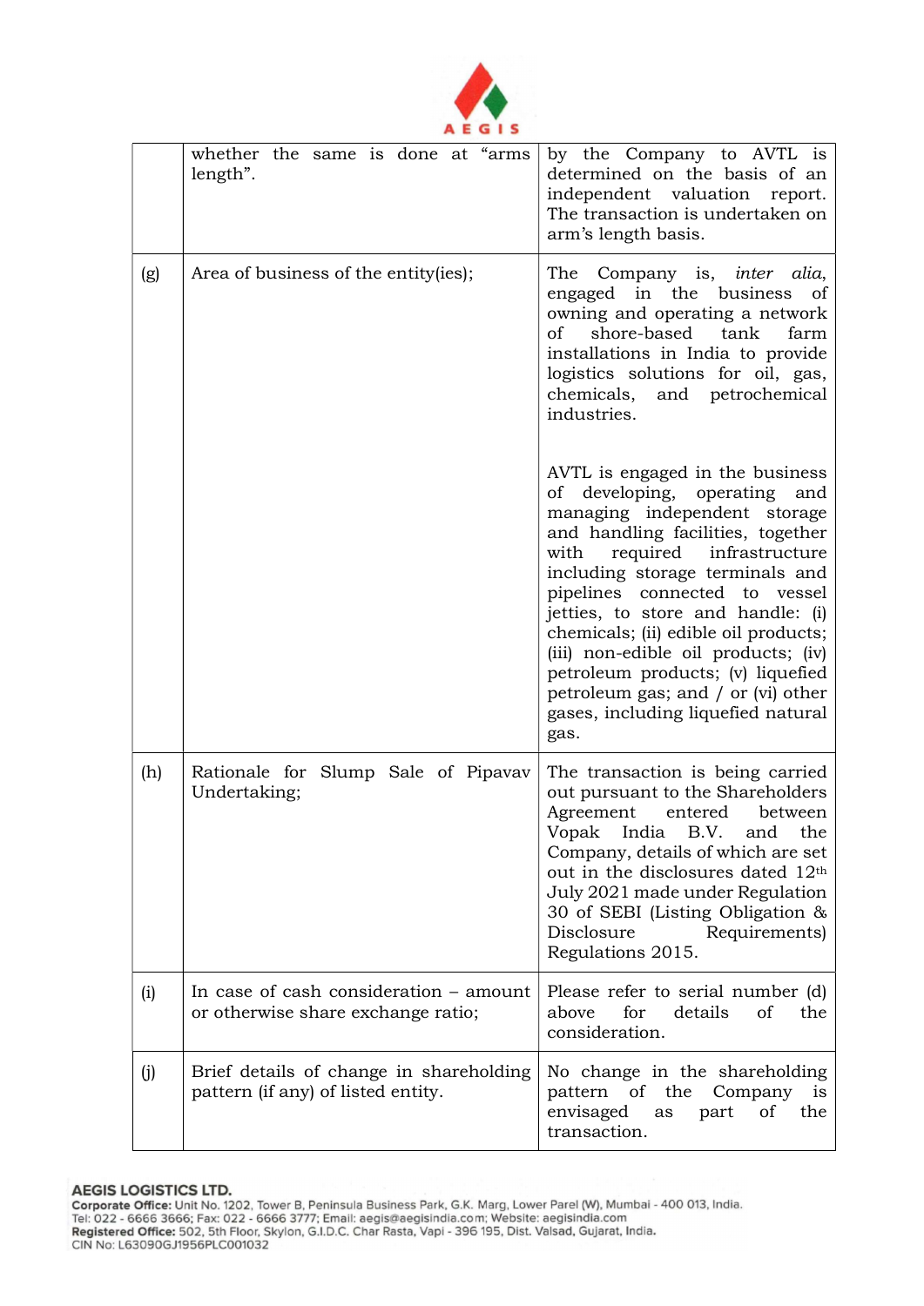| | | |
|---|---|---|
| | whether the same is done at "arms length". | by the Company to AVTL is determined on the basis of an independent valuation report. The transaction is undertaken on arm's length basis. |
| (g) | Area of business of the entity(ies); | The Company is, *inter alia*, engaged in the business of owning and operating a network of shore-based tank farm installations in India to provide logistics solutions for oil, gas, chemicals, and petrochemical industries.<br><br>AVTL is engaged in the business of developing, operating and managing independent storage and handling facilities, together with required infrastructure including storage terminals and pipelines connected to vessel jetties, to store and handle: (i) chemicals; (ii) edible oil products; (iii) non-edible oil products; (iv) petroleum products; (v) liquefied petroleum gas; and / or (vi) other gases, including liquefied natural gas. |
| (h) | Rationale for Slump Sale of Pipavav Undertaking; | The transaction is being carried out pursuant to the Shareholders Agreement entered between Vopak India B.V. and the Company, details of which are set out in the disclosures dated 12th July 2021 made under Regulation 30 of SEBI (Listing Obligation & Disclosure Requirements) Regulations 2015. |
| (i) | In case of cash consideration – amount or otherwise share exchange ratio; | Please refer to serial number (d) above for details of the consideration. |
| (j) | Brief details of change in shareholding pattern (if any) of listed entity. | No change in the shareholding pattern of the Company is envisaged as part of the transaction. |

**AEGIS LOGISTICS LTD.**
**Corporate Office:** Unit No. 1202, Tower B, Peninsula Business Park, G.K. Marg, Lower Parel (W), Mumbai - 400 013, India.
Tel: 022 - 6666 3666; Fax: 022 - 6666 3777; Email: aegis@aegisindia.com; Website: aegisindia.com
**Registered Office:** 502, 5th Floor, Skylon, G.I.D.C. Char Rasta, Vapi - 396 195, Dist. Valsad, Gujarat, India.
CIN No: L63090GJ1956PLC001032